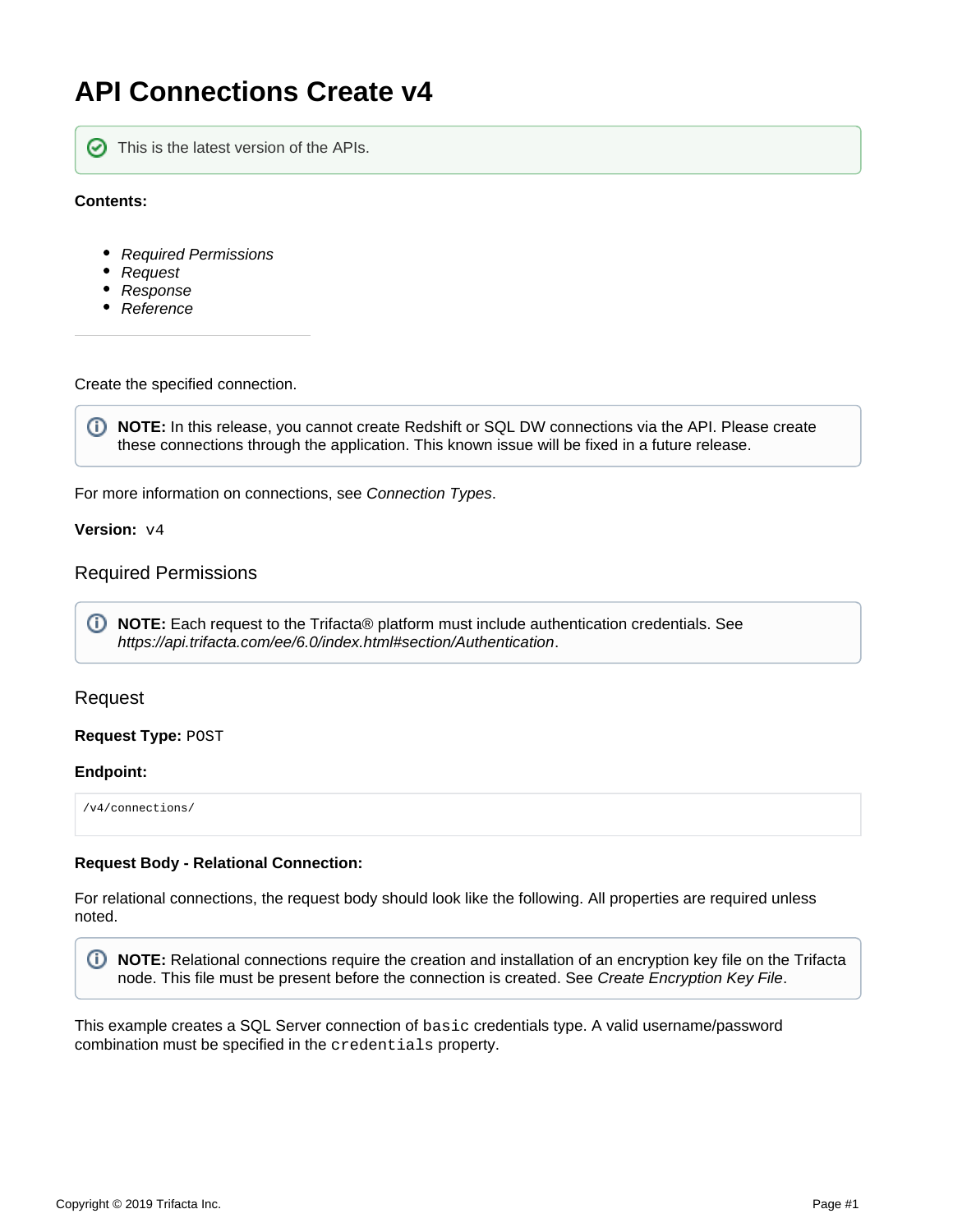# API Connections Create v4

This is the latest version of the APIs.

**Contents:**

- *Required Permissions*
- *Request*
- *Response*
- *Reference*

Create the specified connection.

> **NOTE:** In this release, you cannot create Redshift or SQL DW connections via the API. Please create these connections through the application. This known issue will be fixed in a future release.

For more information on connections, see *Connection Types*.

**Version:** `v4`

## Required Permissions

> **NOTE:** Each request to the Trifacta® platform must include authentication credentials. See *https://api.trifacta.com/ee/6.0/index.html#section/Authentication*.

## Request

**Request Type:** `POST`

**Endpoint:**

```
/v4/connections/
```

**Request Body - Relational Connection:**

For relational connections, the request body should look like the following. All properties are required unless noted.

> **NOTE:** Relational connections require the creation and installation of an encryption key file on the Trifacta node. This file must be present before the connection is created. See *Create Encryption Key File*.

This example creates a SQL Server connection of `basic` credentials type. A valid username/password combination must be specified in the `credentials` property.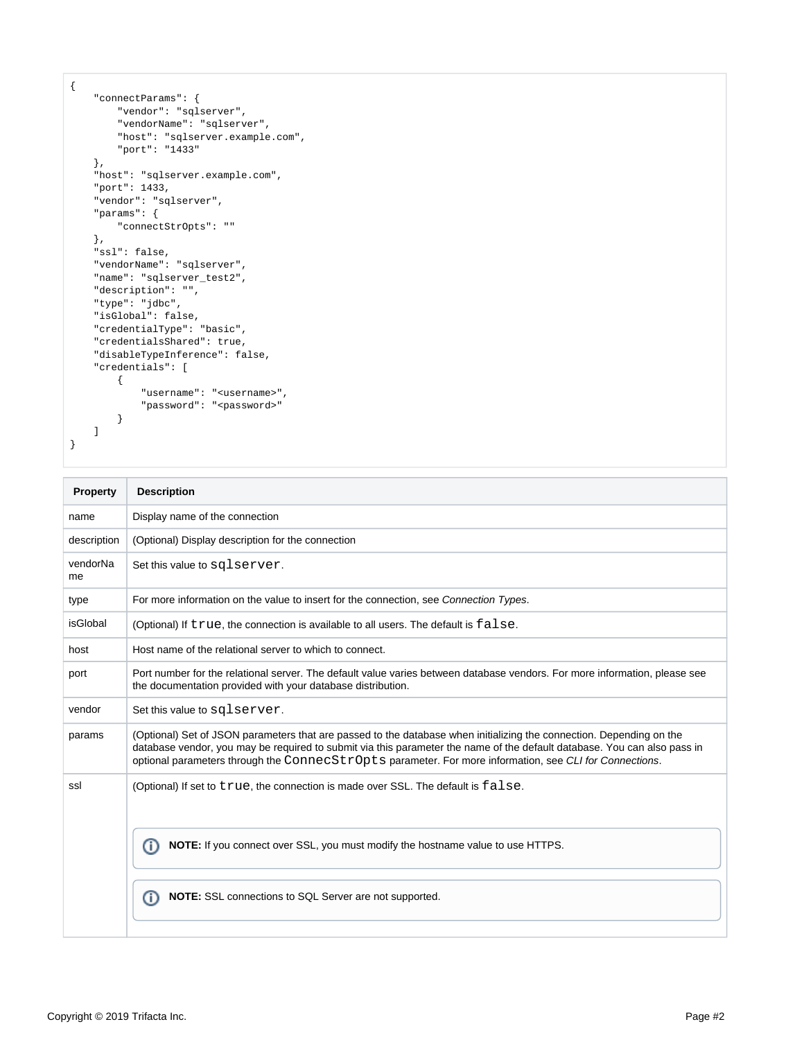```
{
    "connectParams": {
        "vendor": "sqlserver",
        "vendorName": "sqlserver",
        "host": "sqlserver.example.com",
        "port": "1433"
    },
    "host": "sqlserver.example.com",
    "port": 1433,
    "vendor": "sqlserver",
    "params": {
        "connectStrOpts": ""
    },
    "ssl": false,
    "vendorName": "sqlserver",
    "name": "sqlserver_test2",
    "description": "",
    "type": "jdbc",
    "isGlobal": false,
    "credentialType": "basic",
    "credentialsShared": true,
    "disableTypeInference": false,
    "credentials": [
        {
            "username": "<username>",
            "password": "<password>"
        }
    ]
}
```

| Property | Description |
|---|---|
| name | Display name of the connection |
| description | (Optional) Display description for the connection |
| vendorName | Set this value to `sqlserver`. |
| type | For more information on the value to insert for the connection, see *Connection Types*. |
| isGlobal | (Optional) If `true`, the connection is available to all users. The default is `false`. |
| host | Host name of the relational server to which to connect. |
| port | Port number for the relational server. The default value varies between database vendors. For more information, please see the documentation provided with your database distribution. |
| vendor | Set this value to `sqlserver`. |
| params | (Optional) Set of JSON parameters that are passed to the database when initializing the connection. Depending on the database vendor, you may be required to submit via this parameter the name of the default database. You can also pass in optional parameters through the `ConnecStrOpts` parameter. For more information, see *CLI for Connections*. |
| ssl | (Optional) If set to `true`, the connection is made over SSL. The default is `false`. <br><br> **NOTE:** If you connect over SSL, you must modify the hostname value to use HTTPS. <br><br> **NOTE:** SSL connections to SQL Server are not supported. |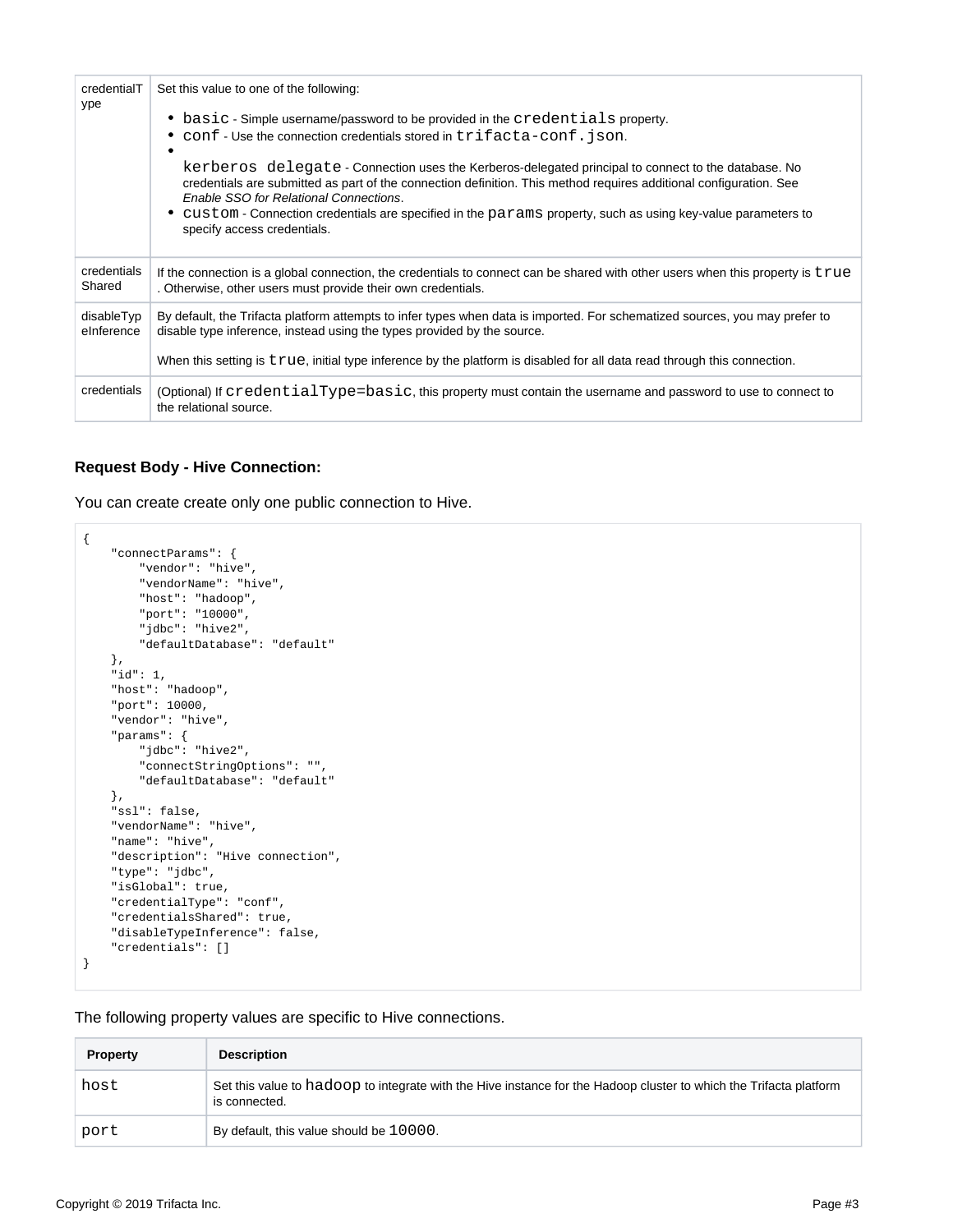| | |
|---|---|
| credentialType | Set this value to one of the following:<br><br>• `basic` - Simple username/password to be provided in the `credentials` property.<br>• `conf` - Use the connection credentials stored in `trifacta-conf.json`.<br>• `kerberos delegate` - Connection uses the Kerberos-delegated principal to connect to the database. No credentials are submitted as part of the connection definition. This method requires additional configuration. See *Enable SSO for Relational Connections*.<br>• `custom` - Connection credentials are specified in the `params` property, such as using key-value parameters to specify access credentials. |
| credentialsShared | If the connection is a global connection, the credentials to connect can be shared with other users when this property is `true`. Otherwise, other users must provide their own credentials. |
| disableTypeInference | By default, the Trifacta platform attempts to infer types when data is imported. For schematized sources, you may prefer to disable type inference, instead using the types provided by the source.<br><br>When this setting is `true`, initial type inference by the platform is disabled for all data read through this connection. |
| credentials | (Optional) If `credentialType=basic`, this property must contain the username and password to use to connect to the relational source. |

**Request Body - Hive Connection:**

You can create create only one public connection to Hive.

```
{
    "connectParams": {
        "vendor": "hive",
        "vendorName": "hive",
        "host": "hadoop",
        "port": "10000",
        "jdbc": "hive2",
        "defaultDatabase": "default"
    },
    "id": 1,
    "host": "hadoop",
    "port": 10000,
    "vendor": "hive",
    "params": {
        "jdbc": "hive2",
        "connectStringOptions": "",
        "defaultDatabase": "default"
    },
    "ssl": false,
    "vendorName": "hive",
    "name": "hive",
    "description": "Hive connection",
    "type": "jdbc",
    "isGlobal": true,
    "credentialType": "conf",
    "credentialsShared": true,
    "disableTypeInference": false,
    "credentials": []
}
```

The following property values are specific to Hive connections.

| Property | Description |
|---|---|
| host | Set this value to `hadoop` to integrate with the Hive instance for the Hadoop cluster to which the Trifacta platform is connected. |
| port | By default, this value should be `10000`. |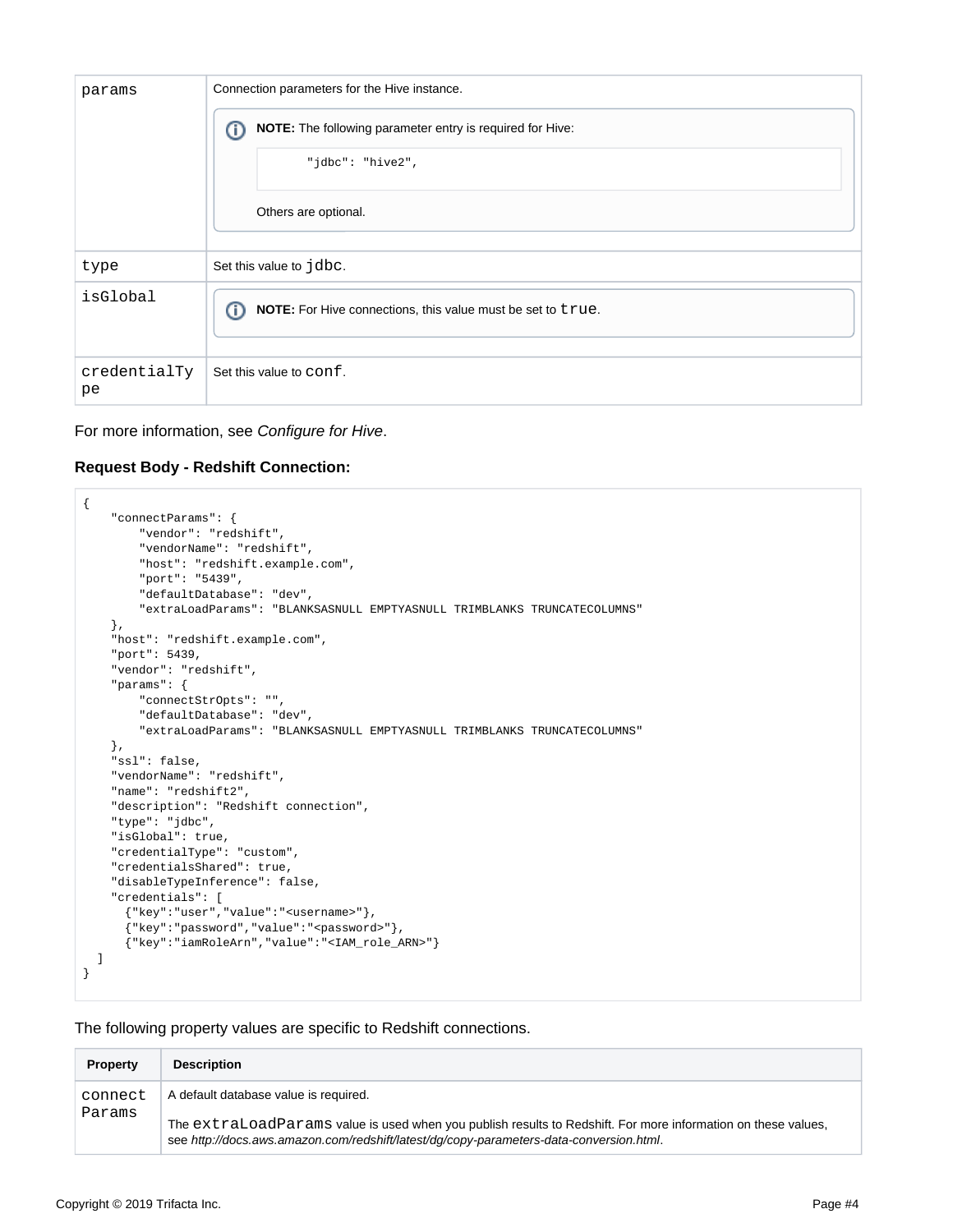| | |
|---|---|
| `params` | Connection parameters for the Hive instance.<br><br>**NOTE:** The following parameter entry is required for Hive:<br><br>`"jdbc": "hive2",`<br><br>Others are optional. |
| `type` | Set this value to `jdbc`. |
| `isGlobal` | **NOTE:** For Hive connections, this value must be set to `true`. |
| `credentialType` | Set this value to `conf`. |

For more information, see *Configure for Hive*.

**Request Body - Redshift Connection:**

```
{
    "connectParams": {
        "vendor": "redshift",
        "vendorName": "redshift",
        "host": "redshift.example.com",
        "port": "5439",
        "defaultDatabase": "dev",
        "extraLoadParams": "BLANKSASNULL EMPTYASNULL TRIMBLANKS TRUNCATECOLUMNS"
    },
    "host": "redshift.example.com",
    "port": 5439,
    "vendor": "redshift",
    "params": {
        "connectStrOpts": "",
        "defaultDatabase": "dev",
        "extraLoadParams": "BLANKSASNULL EMPTYASNULL TRIMBLANKS TRUNCATECOLUMNS"
    },
    "ssl": false,
    "vendorName": "redshift",
    "name": "redshift2",
    "description": "Redshift connection",
    "type": "jdbc",
    "isGlobal": true,
    "credentialType": "custom",
    "credentialsShared": true,
    "disableTypeInference": false,
    "credentials": [
      {"key":"user","value":"<username>"},
      {"key":"password","value":"<password>"},
      {"key":"iamRoleArn","value":"<IAM_role_ARN>"}
  ]
}
```

The following property values are specific to Redshift connections.

| Property | Description |
|---|---|
| `connectParams` | A default database value is required.<br><br>The `extraLoadParams` value is used when you publish results to Redshift. For more information on these values, see *http://docs.aws.amazon.com/redshift/latest/dg/copy-parameters-data-conversion.html*. |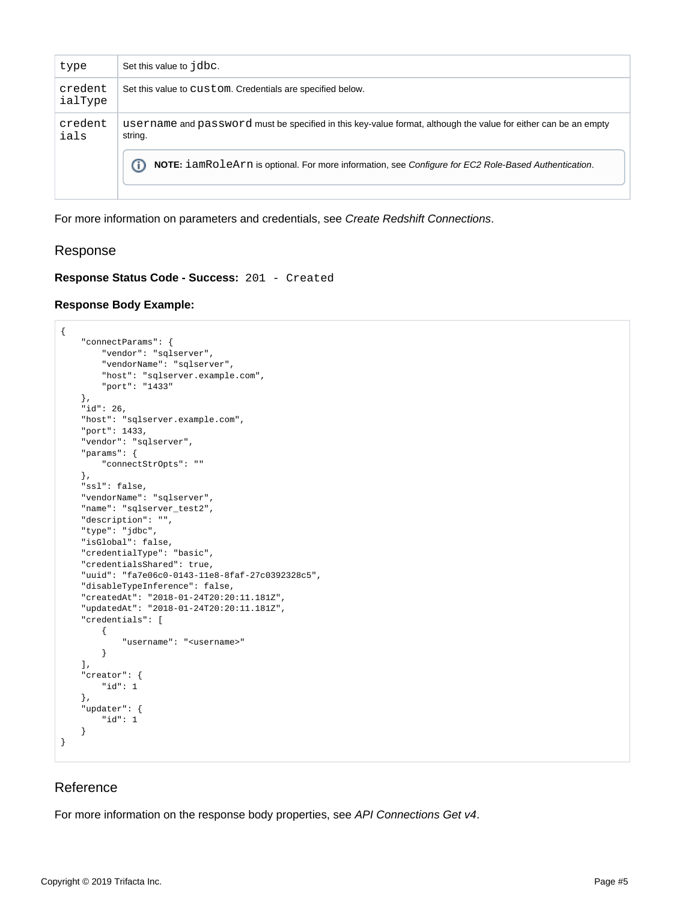| | |
|---|---|
| type | Set this value to `jdbc`. |
| credentialType | Set this value to `custom`. Credentials are specified below. |
| credentials | `username` and `password` must be specified in this key-value format, although the value for either can be an empty string.<br><br>**NOTE:** `iamRoleArn` is optional. For more information, see *Configure for EC2 Role-Based Authentication*. |

For more information on parameters and credentials, see *Create Redshift Connections*.

## Response

**Response Status Code - Success:** `201 - Created`

**Response Body Example:**

```
{
    "connectParams": {
        "vendor": "sqlserver",
        "vendorName": "sqlserver",
        "host": "sqlserver.example.com",
        "port": "1433"
    },
    "id": 26,
    "host": "sqlserver.example.com",
    "port": 1433,
    "vendor": "sqlserver",
    "params": {
        "connectStrOpts": ""
    },
    "ssl": false,
    "vendorName": "sqlserver",
    "name": "sqlserver_test2",
    "description": "",
    "type": "jdbc",
    "isGlobal": false,
    "credentialType": "basic",
    "credentialsShared": true,
    "uuid": "fa7e06c0-0143-11e8-8faf-27c0392328c5",
    "disableTypeInference": false,
    "createdAt": "2018-01-24T20:20:11.181Z",
    "updatedAt": "2018-01-24T20:20:11.181Z",
    "credentials": [
        {
            "username": "<username>"
        }
    ],
    "creator": {
        "id": 1
    },
    "updater": {
        "id": 1
    }
}
```

## Reference

For more information on the response body properties, see *API Connections Get v4*.

Copyright © 2019 Trifacta Inc.